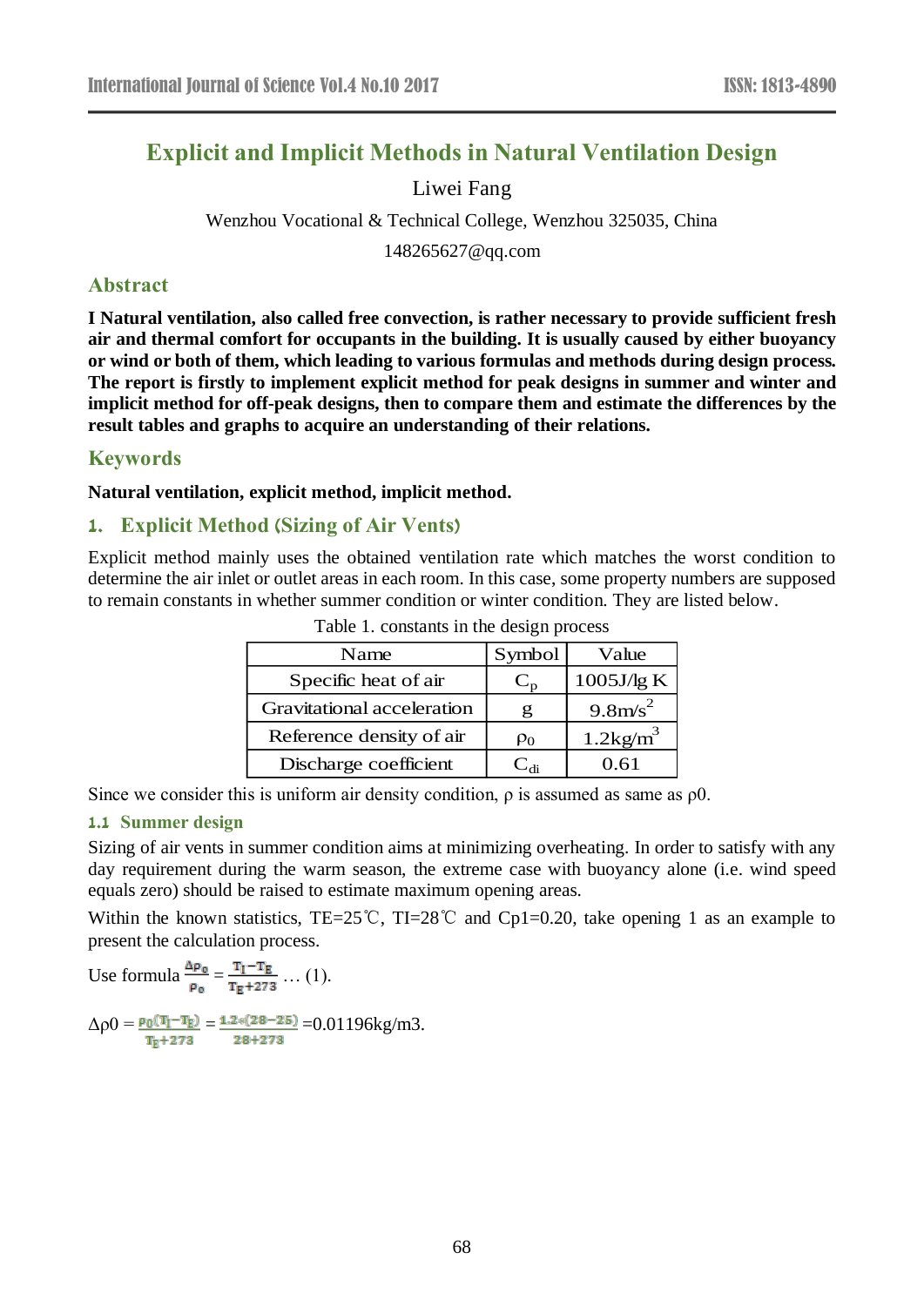# Explicit and Implicit Methods in Natural Ventilation Design

Liwei Fang

Wenzhou Vocational & Technical College, Wenzhou 325035, China

148265627@qq.com

## Abstract

**I Natural ventilation, also called free convection, is rather necessary to provide sufficient fresh air and thermal comfort for occupants in the building. It is usually caused by either buoyancy or wind or both of them, which leading to various formulas and methods during design process. The report is firstly to implement explicit method for peak designs in summer and winter and implicit method for off-peak designs, then to compare them and estimate the differences by the result tables and graphs to acquire an understanding of their relations.**

## Keywords

**Natural ventilation, explicit method, implicit method.**

## 1. Explicit Method (Sizing of Air Vents)

Explicit method mainly uses the obtained ventilation rate which matches the worst condition to determine the air inlet or outlet areas in each room. In this case, some property numbers are supposed to remain constants in whether summer condition or winter condition. They are listed below.

Table 1. constants in the design process

| Name | Symbol | Value |
| --- | --- | --- |
| Specific heat of air | $C_p$ | 1005J/lg K |
| Gravitational acceleration | g | $9.8m/s^2$ |
| Reference density of air | $\rho_0$ | $1.2kg/m^3$ |
| Discharge coefficient | $C_{di}$ | 0.61 |

Since we consider this is uniform air density condition, ρ is assumed as same as ρ0.

### 1.1 Summer design

Sizing of air vents in summer condition aims at minimizing overheating. In order to satisfy with any day requirement during the warm season, the extreme case with buoyancy alone (i.e. wind speed equals zero) should be raised to estimate maximum opening areas.

Within the known statistics, TE=25℃, TI=28℃ and Cp1=0.20, take opening 1 as an example to present the calculation process.

Use formula $\frac{\Delta\rho_0}{\rho_0} = \frac{T_I - T_E}{T_E + 273}$ … (1).

$\Delta\rho 0 = \frac{\rho_0 (T_I - T_E)}{T_E + 273} = \frac{1.2*(28-25)}{28+273}$ =0.01196kg/m3.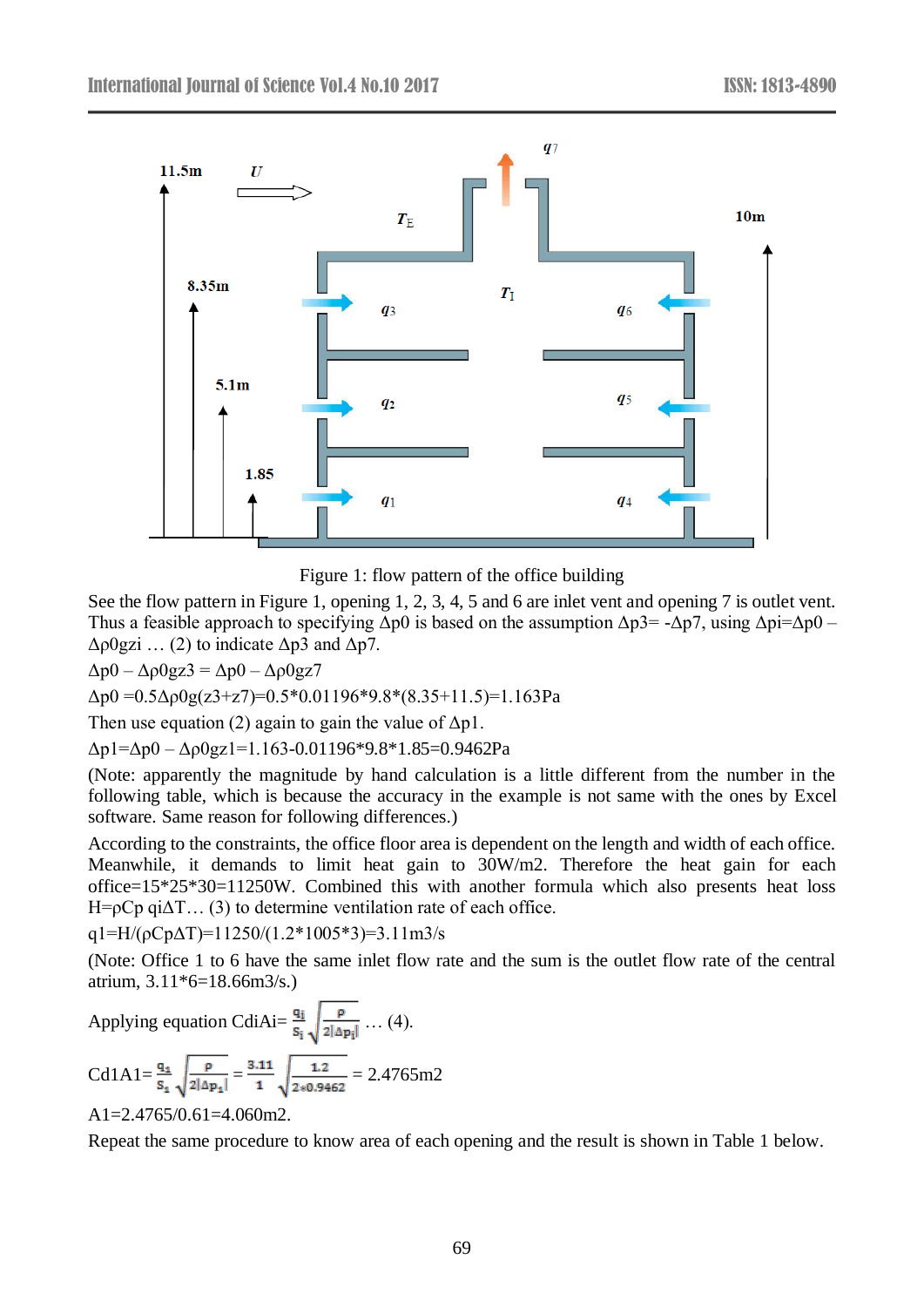Figure 1: flow pattern of the office building

See the flow pattern in Figure 1, opening 1, 2, 3, 4, 5 and 6 are inlet vent and opening 7 is outlet vent. Thus a feasible approach to specifying $\Delta p0$ is based on the assumption $\Delta p3 = -\Delta p7$, using $\Delta pi = \Delta p0 - \Delta \rho 0 gzi$ … (2) to indicate $\Delta p3$ and $\Delta p7$.

$\Delta p0 - \Delta \rho 0 gz3 = \Delta p0 - \Delta \rho 0 gz7$

$\Delta p0 = 0.5\Delta \rho 0 g(z3+z7) = 0.5*0.01196*9.8*(8.35+11.5) = 1.163\text{Pa}$

Then use equation (2) again to gain the value of $\Delta p1$.

$\Delta p1 = \Delta p0 - \Delta \rho 0 gz1 = 1.163 - 0.01196*9.8*1.85 = 0.9462\text{Pa}$

(Note: apparently the magnitude by hand calculation is a little different from the number in the following table, which is because the accuracy in the example is not same with the ones by Excel software. Same reason for following differences.)

According to the constraints, the office floor area is dependent on the length and width of each office. Meanwhile, it demands to limit heat gain to 30W/m2. Therefore the heat gain for each office=15*25*30=11250W. Combined this with another formula which also presents heat loss $H = \rho Cp\, qi \Delta T$… (3) to determine ventilation rate of each office.

$q1 = H/(\rho Cp \Delta T) = 11250/(1.2*1005*3) = 3.11\text{m3/s}$

(Note: Office 1 to 6 have the same inlet flow rate and the sum is the outlet flow rate of the central atrium, 3.11*6=18.66m3/s.)

Applying equation $CdiAi = \frac{q_i}{S_i}\sqrt{\frac{\rho}{2|\Delta p_i|}}$ … (4).

$Cd1A1 = \frac{q_1}{S_1}\sqrt{\frac{\rho}{2|\Delta p_1|}} = \frac{3.11}{1}\sqrt{\frac{1.2}{2*0.9462}} = 2.4765\text{m2}$

A1=2.4765/0.61=4.060m2.

Repeat the same procedure to know area of each opening and the result is shown in Table 1 below.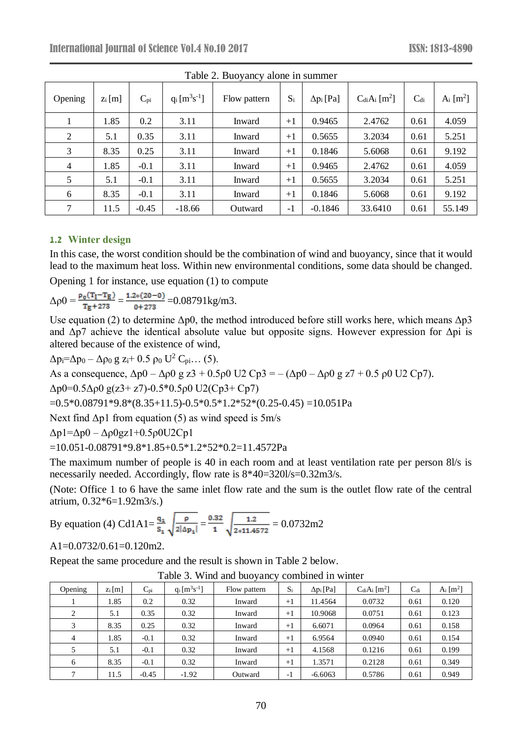Table 2. Buoyancy alone in summer

| Opening | $z_i$ [m] | $C_{pi}$ | $q_i$ [$m^3s^{-1}$] | Flow pattern | $S_i$ | $\Delta p_i$ [Pa] | $C_{di}A_i$ [$m^2$] | $C_{di}$ | $A_i$ [$m^2$] |
|---|---|---|---|---|---|---|---|---|---|
| 1 | 1.85 | 0.2 | 3.11 | Inward | +1 | 0.9465 | 2.4762 | 0.61 | 4.059 |
| 2 | 5.1 | 0.35 | 3.11 | Inward | +1 | 0.5655 | 3.2034 | 0.61 | 5.251 |
| 3 | 8.35 | 0.25 | 3.11 | Inward | +1 | 0.1846 | 5.6068 | 0.61 | 9.192 |
| 4 | 1.85 | -0.1 | 3.11 | Inward | +1 | 0.9465 | 2.4762 | 0.61 | 4.059 |
| 5 | 5.1 | -0.1 | 3.11 | Inward | +1 | 0.5655 | 3.2034 | 0.61 | 5.251 |
| 6 | 8.35 | -0.1 | 3.11 | Inward | +1 | 0.1846 | 5.6068 | 0.61 | 9.192 |
| 7 | 11.5 | -0.45 | -18.66 | Outward | -1 | -0.1846 | 33.6410 | 0.61 | 55.149 |

### 1.2 Winter design

In this case, the worst condition should be the combination of wind and buoyancy, since that it would lead to the maximum heat loss. Within new environmental conditions, some data should be changed.

Opening 1 for instance, use equation (1) to compute

$\Delta\rho 0 = \frac{\rho_0(T_I - T_E)}{T_E + 273} = \frac{1.2*(20-0)}{0+273}$ =0.08791kg/m3.

Use equation (2) to determine $\Delta p0$, the method introduced before still works here, which means $\Delta p3$ and $\Delta p7$ achieve the identical absolute value but opposite signs. However expression for $\Delta pi$ is altered because of the existence of wind,

$\Delta p_i = \Delta p_0 - \Delta\rho_0\, g\, z_i + 0.5\, \rho_0\, U^2\, C_{pi}$… (5).

As a consequence, $\Delta p0 - \Delta\rho 0\ g\ z3 + 0.5\rho 0\ U2\ Cp3 = -(\Delta p0 - \Delta\rho 0\ g\ z7 + 0.5\ \rho 0\ U2\ Cp7)$.

$\Delta p0 = 0.5\Delta\rho 0\ g(z3 + z7) - 0.5*0.5\rho 0\ U2(Cp3 + Cp7)$

=0.5\*0.08791\*9.8\*(8.35+11.5)-0.5\*0.5\*1.2\*52\*(0.25-0.45) =10.051Pa

Next find $\Delta p1$ from equation (5) as wind speed is 5m/s

$\Delta p1 = \Delta p0 - \Delta\rho 0gz1 + 0.5\rho 0U2Cp1$

=10.051-0.08791\*9.8\*1.85+0.5\*1.2\*52\*0.2=11.4572Pa

The maximum number of people is 40 in each room and at least ventilation rate per person 8l/s is necessarily needed. Accordingly, flow rate is 8\*40=320l/s=0.32m3/s.

(Note: Office 1 to 6 have the same inlet flow rate and the sum is the outlet flow rate of the central atrium, 0.32\*6=1.92m3/s.)

By equation (4) $Cd1A1 = \frac{q_1}{S_1}\sqrt{\frac{\rho}{2|\Delta p_1|}} = \frac{0.32}{1}\sqrt{\frac{1.2}{2*11.4572}}$ = 0.0732m2

A1=0.0732/0.61=0.120m2.

Repeat the same procedure and the result is shown in Table 2 below.

Table 3. Wind and buoyancy combined in winter

| Opening | $z_i$ [m] | $C_{pi}$ | $q_i$ [$m^3s^{-1}$] | Flow pattern | $S_i$ | $\Delta p_i$ [Pa] | $C_{di}A_i$ [$m^2$] | $C_{di}$ | $A_i$ [$m^2$] |
|---|---|---|---|---|---|---|---|---|---|
| 1 | 1.85 | 0.2 | 0.32 | Inward | +1 | 11.4564 | 0.0732 | 0.61 | 0.120 |
| 2 | 5.1 | 0.35 | 0.32 | Inward | +1 | 10.9068 | 0.0751 | 0.61 | 0.123 |
| 3 | 8.35 | 0.25 | 0.32 | Inward | +1 | 6.6071 | 0.0964 | 0.61 | 0.158 |
| 4 | 1.85 | -0.1 | 0.32 | Inward | +1 | 6.9564 | 0.0940 | 0.61 | 0.154 |
| 5 | 5.1 | -0.1 | 0.32 | Inward | +1 | 4.1568 | 0.1216 | 0.61 | 0.199 |
| 6 | 8.35 | -0.1 | 0.32 | Inward | +1 | 1.3571 | 0.2128 | 0.61 | 0.349 |
| 7 | 11.5 | -0.45 | -1.92 | Outward | -1 | -6.6063 | 0.5786 | 0.61 | 0.949 |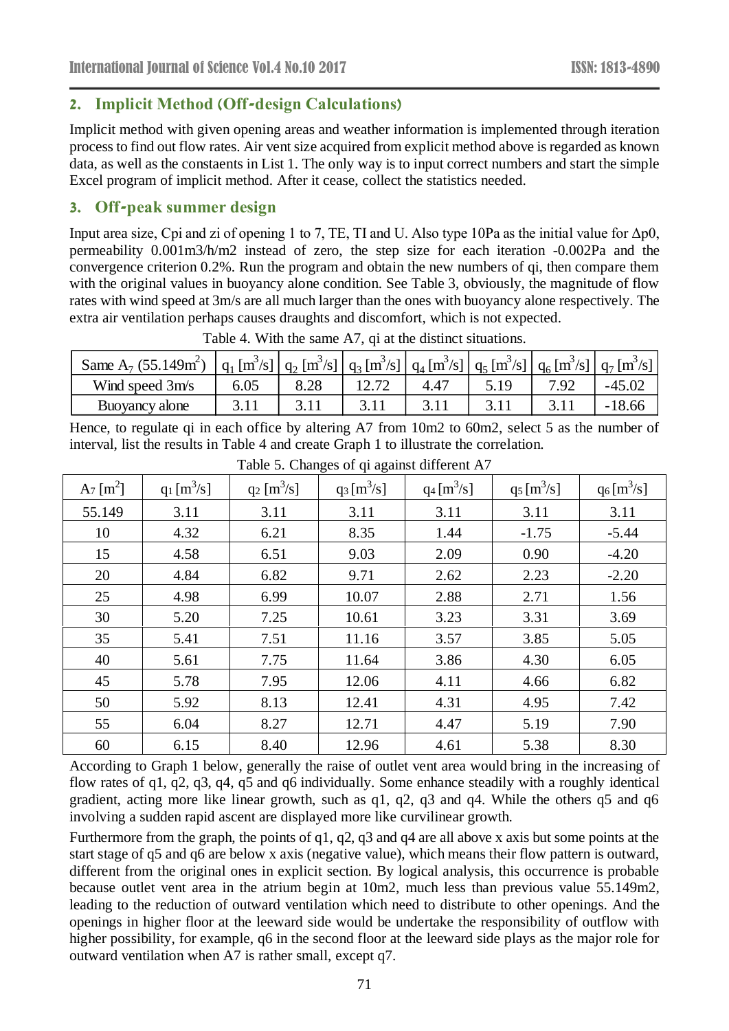## 2. Implicit Method (Off-design Calculations)

Implicit method with given opening areas and weather information is implemented through iteration process to find out flow rates. Air vent size acquired from explicit method above is regarded as known data, as well as the constaents in List 1. The only way is to input correct numbers and start the simple Excel program of implicit method. After it cease, collect the statistics needed.

## 3. Off-peak summer design

Input area size, Cpi and zi of opening 1 to 7, TE, TI and U. Also type 10Pa as the initial value for $\Delta p0$, permeability 0.001m3/h/m2 instead of zero, the step size for each iteration -0.002Pa and the convergence criterion 0.2%. Run the program and obtain the new numbers of qi, then compare them with the original values in buoyancy alone condition. See Table 3, obviously, the magnitude of flow rates with wind speed at 3m/s are all much larger than the ones with buoyancy alone respectively. The extra air ventilation perhaps causes draughts and discomfort, which is not expected.

Table 4. With the same A7, qi at the distinct situations.

| Same $A_7$ (55.149$m^2$) | $q_1$ [$m^3/s$] | $q_2$ [$m^3/s$] | $q_3$ [$m^3/s$] | $q_4$ [$m^3/s$] | $q_5$ [$m^3/s$] | $q_6$ [$m^3/s$] | $q_7$ [$m^3/s$] |
|---|---|---|---|---|---|---|---|
| Wind speed 3m/s | 6.05 | 8.28 | 12.72 | 4.47 | 5.19 | 7.92 | -45.02 |
| Buoyancy alone | 3.11 | 3.11 | 3.11 | 3.11 | 3.11 | 3.11 | -18.66 |

Hence, to regulate qi in each office by altering A7 from 10m2 to 60m2, select 5 as the number of interval, list the results in Table 4 and create Graph 1 to illustrate the correlation.

Table 5. Changes of qi against different A7

| $A_7$ [$m^2$] | $q_1$ [$m^3/s$] | $q_2$ [$m^3/s$] | $q_3$ [$m^3/s$] | $q_4$ [$m^3/s$] | $q_5$ [$m^3/s$] | $q_6$ [$m^3/s$] |
|---|---|---|---|---|---|---|
| 55.149 | 3.11 | 3.11 | 3.11 | 3.11 | 3.11 | 3.11 |
| 10 | 4.32 | 6.21 | 8.35 | 1.44 | -1.75 | -5.44 |
| 15 | 4.58 | 6.51 | 9.03 | 2.09 | 0.90 | -4.20 |
| 20 | 4.84 | 6.82 | 9.71 | 2.62 | 2.23 | -2.20 |
| 25 | 4.98 | 6.99 | 10.07 | 2.88 | 2.71 | 1.56 |
| 30 | 5.20 | 7.25 | 10.61 | 3.23 | 3.31 | 3.69 |
| 35 | 5.41 | 7.51 | 11.16 | 3.57 | 3.85 | 5.05 |
| 40 | 5.61 | 7.75 | 11.64 | 3.86 | 4.30 | 6.05 |
| 45 | 5.78 | 7.95 | 12.06 | 4.11 | 4.66 | 6.82 |
| 50 | 5.92 | 8.13 | 12.41 | 4.31 | 4.95 | 7.42 |
| 55 | 6.04 | 8.27 | 12.71 | 4.47 | 5.19 | 7.90 |
| 60 | 6.15 | 8.40 | 12.96 | 4.61 | 5.38 | 8.30 |

According to Graph 1 below, generally the raise of outlet vent area would bring in the increasing of flow rates of q1, q2, q3, q4, q5 and q6 individually. Some enhance steadily with a roughly identical gradient, acting more like linear growth, such as q1, q2, q3 and q4. While the others q5 and q6 involving a sudden rapid ascent are displayed more like curvilinear growth.

Furthermore from the graph, the points of q1, q2, q3 and q4 are all above x axis but some points at the start stage of q5 and q6 are below x axis (negative value), which means their flow pattern is outward, different from the original ones in explicit section. By logical analysis, this occurrence is probable because outlet vent area in the atrium begin at 10m2, much less than previous value 55.149m2, leading to the reduction of outward ventilation which need to distribute to other openings. And the openings in higher floor at the leeward side would be undertake the responsibility of outflow with higher possibility, for example, q6 in the second floor at the leeward side plays as the major role for outward ventilation when A7 is rather small, except q7.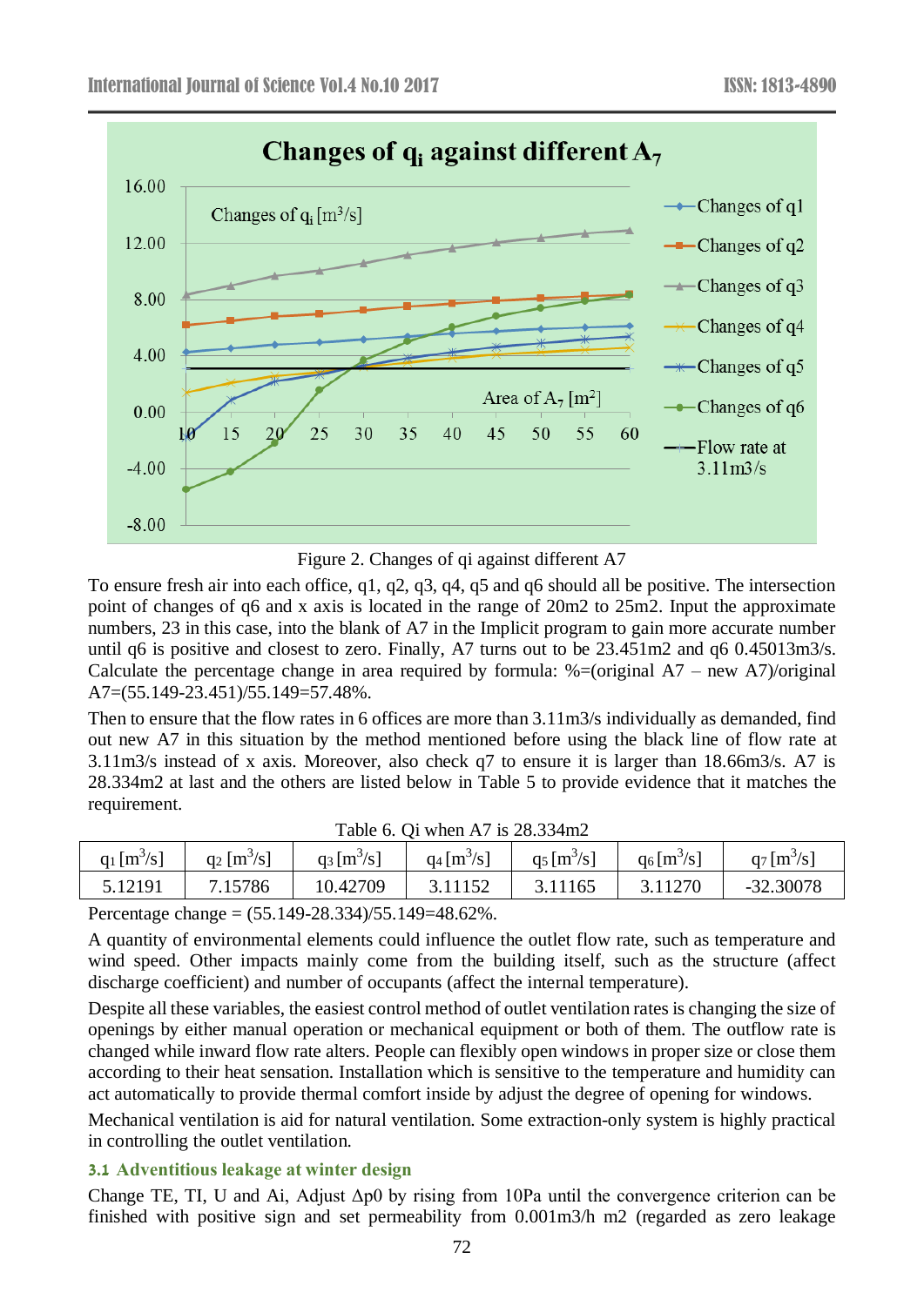Figure 2. Changes of qi against different A7

To ensure fresh air into each office, q1, q2, q3, q4, q5 and q6 should all be positive. The intersection point of changes of q6 and x axis is located in the range of 20m2 to 25m2. Input the approximate numbers, 23 in this case, into the blank of A7 in the Implicit program to gain more accurate number until q6 is positive and closest to zero. Finally, A7 turns out to be 23.451m2 and q6 0.45013m3/s. Calculate the percentage change in area required by formula: %=(original A7 – new A7)/original A7=(55.149-23.451)/55.149=57.48%.

Then to ensure that the flow rates in 6 offices are more than 3.11m3/s individually as demanded, find out new A7 in this situation by the method mentioned before using the black line of flow rate at 3.11m3/s instead of x axis. Moreover, also check q7 to ensure it is larger than 18.66m3/s. A7 is 28.334m2 at last and the others are listed below in Table 5 to provide evidence that it matches the requirement.

Table 6. Qi when A7 is 28.334m2

| $q_1$ [$m^3/s$] | $q_2$ [$m^3/s$] | $q_3$ [$m^3/s$] | $q_4$ [$m^3/s$] | $q_5$ [$m^3/s$] | $q_6$ [$m^3/s$] | $q_7$ [$m^3/s$] |
|---|---|---|---|---|---|---|
| 5.12191 | 7.15786 | 10.42709 | 3.11152 | 3.11165 | 3.11270 | -32.30078 |

Percentage change = (55.149-28.334)/55.149=48.62%.

A quantity of environmental elements could influence the outlet flow rate, such as temperature and wind speed. Other impacts mainly come from the building itself, such as the structure (affect discharge coefficient) and number of occupants (affect the internal temperature).

Despite all these variables, the easiest control method of outlet ventilation rates is changing the size of openings by either manual operation or mechanical equipment or both of them. The outflow rate is changed while inward flow rate alters. People can flexibly open windows in proper size or close them according to their heat sensation. Installation which is sensitive to the temperature and humidity can act automatically to provide thermal comfort inside by adjust the degree of opening for windows.

Mechanical ventilation is aid for natural ventilation. Some extraction-only system is highly practical in controlling the outlet ventilation.

### 3.1 Adventitious leakage at winter design

Change TE, TI, U and Ai, Adjust $\Delta p0$ by rising from 10Pa until the convergence criterion can be finished with positive sign and set permeability from 0.001m3/h m2 (regarded as zero leakage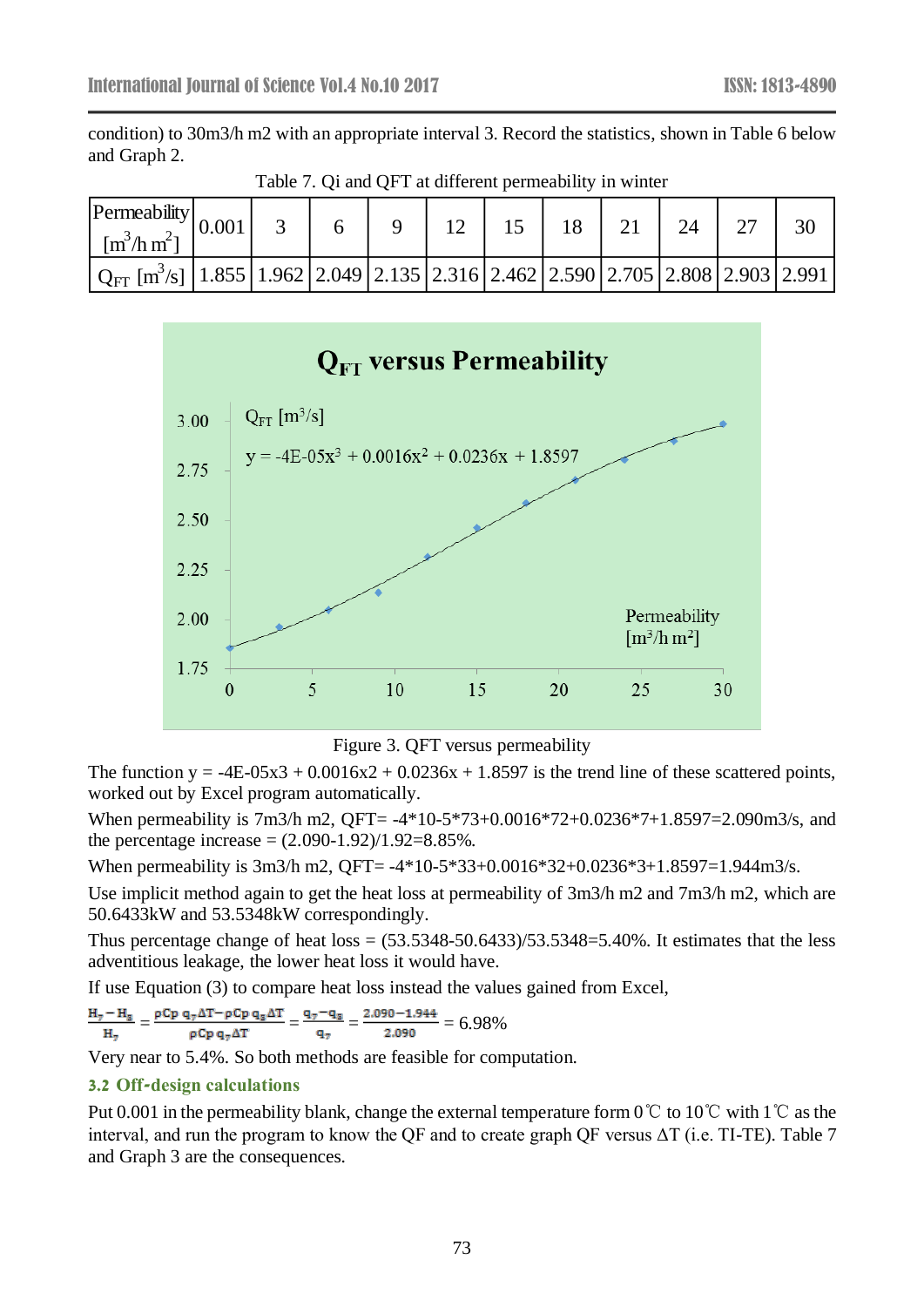condition) to 30m3/h m2 with an appropriate interval 3. Record the statistics, shown in Table 6 below and Graph 2.

Table 7. Qi and QFT at different permeability in winter

| Permeability $[m^3/h\,m^2]$ | 0.001 | 3 | 6 | 9 | 12 | 15 | 18 | 21 | 24 | 27 | 30 |
|---|---|---|---|---|---|---|---|---|---|---|---|
| $Q_{FT}$ $[m^3/s]$ | 1.855 | 1.962 | 2.049 | 2.135 | 2.316 | 2.462 | 2.590 | 2.705 | 2.808 | 2.903 | 2.991 |

Figure 3. QFT versus permeability

The function y = -4E-05x3 + 0.0016x2 + 0.0236x + 1.8597 is the trend line of these scattered points, worked out by Excel program automatically.

When permeability is 7m3/h m2, QFT= -4*10-5*73+0.0016*72+0.0236*7+1.8597=2.090m3/s, and the percentage increase = (2.090-1.92)/1.92=8.85%.

When permeability is 3m3/h m2, QFT= -4*10-5*33+0.0016*32+0.0236*3+1.8597=1.944m3/s.

Use implicit method again to get the heat loss at permeability of 3m3/h m2 and 7m3/h m2, which are 50.6433kW and 53.5348kW correspondingly.

Thus percentage change of heat loss = (53.5348-50.6433)/53.5348=5.40%. It estimates that the less adventitious leakage, the lower heat loss it would have.

If use Equation (3) to compare heat loss instead the values gained from Excel,

$$\frac{H_7 - H_3}{H_7} = \frac{\rho Cp\, q_7 \Delta T - \rho Cp\, q_3 \Delta T}{\rho Cp\, q_7 \Delta T} = \frac{q_7 - q_3}{q_7} = \frac{2.090 - 1.944}{2.090} = 6.98\%$$

Very near to 5.4%. So both methods are feasible for computation.

### 3.2 Off-design calculations

Put 0.001 in the permeability blank, change the external temperature form 0℃ to 10℃ with 1℃ as the interval, and run the program to know the QF and to create graph QF versus ΔT (i.e. TI-TE). Table 7 and Graph 3 are the consequences.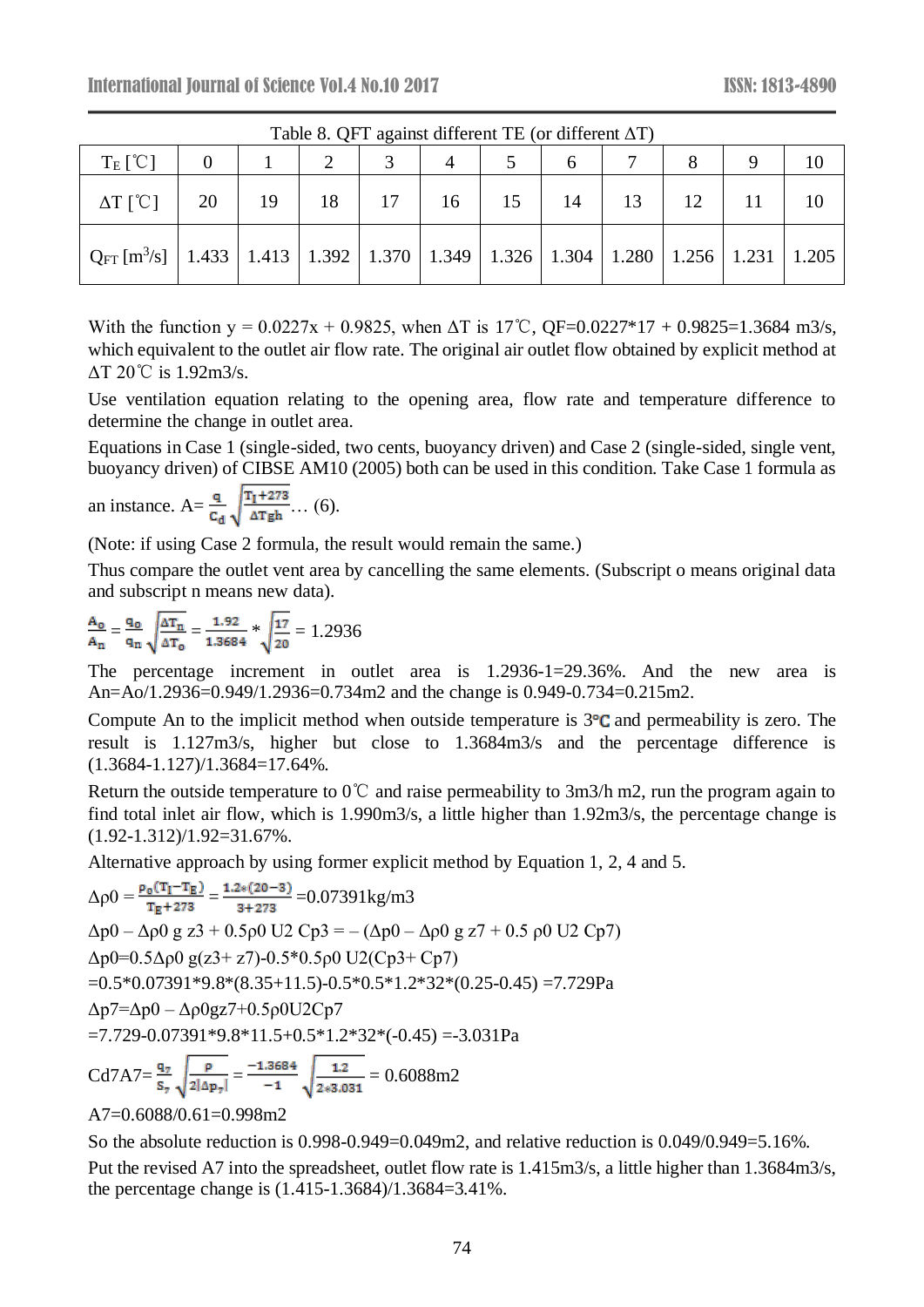Table 8. QFT against different TE (or different $\Delta T$)

| $T_E$ [℃] | 0 | 1 | 2 | 3 | 4 | 5 | 6 | 7 | 8 | 9 | 10 |
|---|---|---|---|---|---|---|---|---|---|---|---|
| $\Delta T$ [℃] | 20 | 19 | 18 | 17 | 16 | 15 | 14 | 13 | 12 | 11 | 10 |
| $Q_{FT}$ [$m^3/s$] | 1.433 | 1.413 | 1.392 | 1.370 | 1.349 | 1.326 | 1.304 | 1.280 | 1.256 | 1.231 | 1.205 |

With the function y = 0.0227x + 0.9825, when $\Delta T$ is 17℃, QF=0.0227*17 + 0.9825=1.3684 m3/s, which equivalent to the outlet air flow rate. The original air outlet flow obtained by explicit method at $\Delta T$ 20℃ is 1.92m3/s.

Use ventilation equation relating to the opening area, flow rate and temperature difference to determine the change in outlet area.

Equations in Case 1 (single-sided, two cents, buoyancy driven) and Case 2 (single-sided, single vent, buoyancy driven) of CIBSE AM10 (2005) both can be used in this condition. Take Case 1 formula as an instance. $A=\frac{q}{C_d}\sqrt{\frac{T_I+273}{\Delta T g h}}$… (6).

(Note: if using Case 2 formula, the result would remain the same.)

Thus compare the outlet vent area by cancelling the same elements. (Subscript o means original data and subscript n means new data).

$$\frac{A_o}{A_n}=\frac{q_o}{q_n}\sqrt{\frac{\Delta T_n}{\Delta T_o}}=\frac{1.92}{1.3684}*\sqrt{\frac{17}{20}}=1.2936$$

The percentage increment in outlet area is 1.2936-1=29.36%. And the new area is An=Ao/1.2936=0.949/1.2936=0.734m2 and the change is 0.949-0.734=0.215m2.

Compute An to the implicit method when outside temperature is 3℃ and permeability is zero. The result is 1.127m3/s, higher but close to 1.3684m3/s and the percentage difference is (1.3684-1.127)/1.3684=17.64%.

Return the outside temperature to 0℃ and raise permeability to 3m3/h m2, run the program again to find total inlet air flow, which is 1.990m3/s, a little higher than 1.92m3/s, the percentage change is (1.92-1.312)/1.92=31.67%.

Alternative approach by using former explicit method by Equation 1, 2, 4 and 5.

$$\Delta\rho 0=\frac{\rho_0(T_I-T_E)}{T_E+273}=\frac{1.2*(20-3)}{3+273}=0.07391\text{kg/m3}$$

$\Delta p0 - \Delta\rho 0\ g\ z3 + 0.5\rho 0\ U2\ Cp3 = -(\Delta p0 - \Delta\rho 0\ g\ z7 + 0.5\ \rho 0\ U2\ Cp7)$

$\Delta p0=0.5\Delta\rho 0\ g(z3+ z7)-0.5*0.5\rho 0\ U2(Cp3+ Cp7)$

$=0.5*0.07391*9.8*(8.35+11.5)-0.5*0.5*1.2*32*(0.25-0.45) =7.729\text{Pa}$

$\Delta p7=\Delta p0 - \Delta\rho 0gz7+0.5\rho 0U2Cp7$

$=7.729-0.07391*9.8*11.5+0.5*1.2*32*(-0.45) =-3.031\text{Pa}$

$$Cd7A7=\frac{q_7}{S_7}\sqrt{\frac{\rho}{2|\Delta p_7|}}=\frac{-1.3684}{-1}\sqrt{\frac{1.2}{2*3.031}}=0.6088\text{m2}$$

A7=0.6088/0.61=0.998m2

So the absolute reduction is 0.998-0.949=0.049m2, and relative reduction is 0.049/0.949=5.16%.

Put the revised A7 into the spreadsheet, outlet flow rate is 1.415m3/s, a little higher than 1.3684m3/s, the percentage change is (1.415-1.3684)/1.3684=3.41%.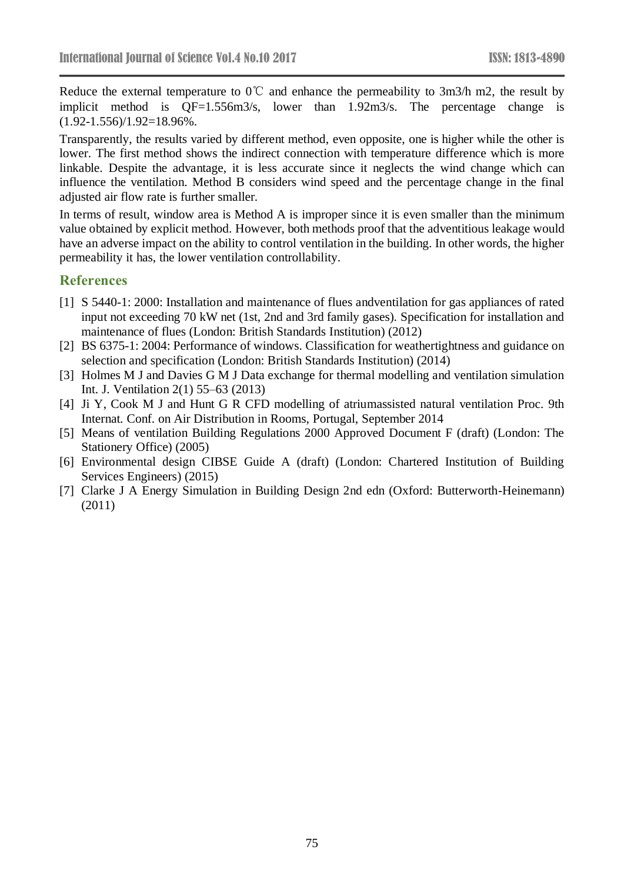Reduce the external temperature to 0℃ and enhance the permeability to 3m3/h m2, the result by implicit method is QF=1.556m3/s, lower than 1.92m3/s. The percentage change is (1.92-1.556)/1.92=18.96%.

Transparently, the results varied by different method, even opposite, one is higher while the other is lower. The first method shows the indirect connection with temperature difference which is more linkable. Despite the advantage, it is less accurate since it neglects the wind change which can influence the ventilation. Method B considers wind speed and the percentage change in the final adjusted air flow rate is further smaller.

In terms of result, window area is Method A is improper since it is even smaller than the minimum value obtained by explicit method. However, both methods proof that the adventitious leakage would have an adverse impact on the ability to control ventilation in the building. In other words, the higher permeability it has, the lower ventilation controllability.

## References

[1] S 5440-1: 2000: Installation and maintenance of flues andventilation for gas appliances of rated input not exceeding 70 kW net (1st, 2nd and 3rd family gases). Specification for installation and maintenance of flues (London: British Standards Institution) (2012)

[2] BS 6375-1: 2004: Performance of windows. Classification for weathertightness and guidance on selection and specification (London: British Standards Institution) (2014)

[3] Holmes M J and Davies G M J Data exchange for thermal modelling and ventilation simulation Int. J. Ventilation 2(1) 55–63 (2013)

[4] Ji Y, Cook M J and Hunt G R CFD modelling of atriumassisted natural ventilation Proc. 9th Internat. Conf. on Air Distribution in Rooms, Portugal, September 2014

[5] Means of ventilation Building Regulations 2000 Approved Document F (draft) (London: The Stationery Office) (2005)

[6] Environmental design CIBSE Guide A (draft) (London: Chartered Institution of Building Services Engineers) (2015)

[7] Clarke J A Energy Simulation in Building Design 2nd edn (Oxford: Butterworth-Heinemann) (2011)